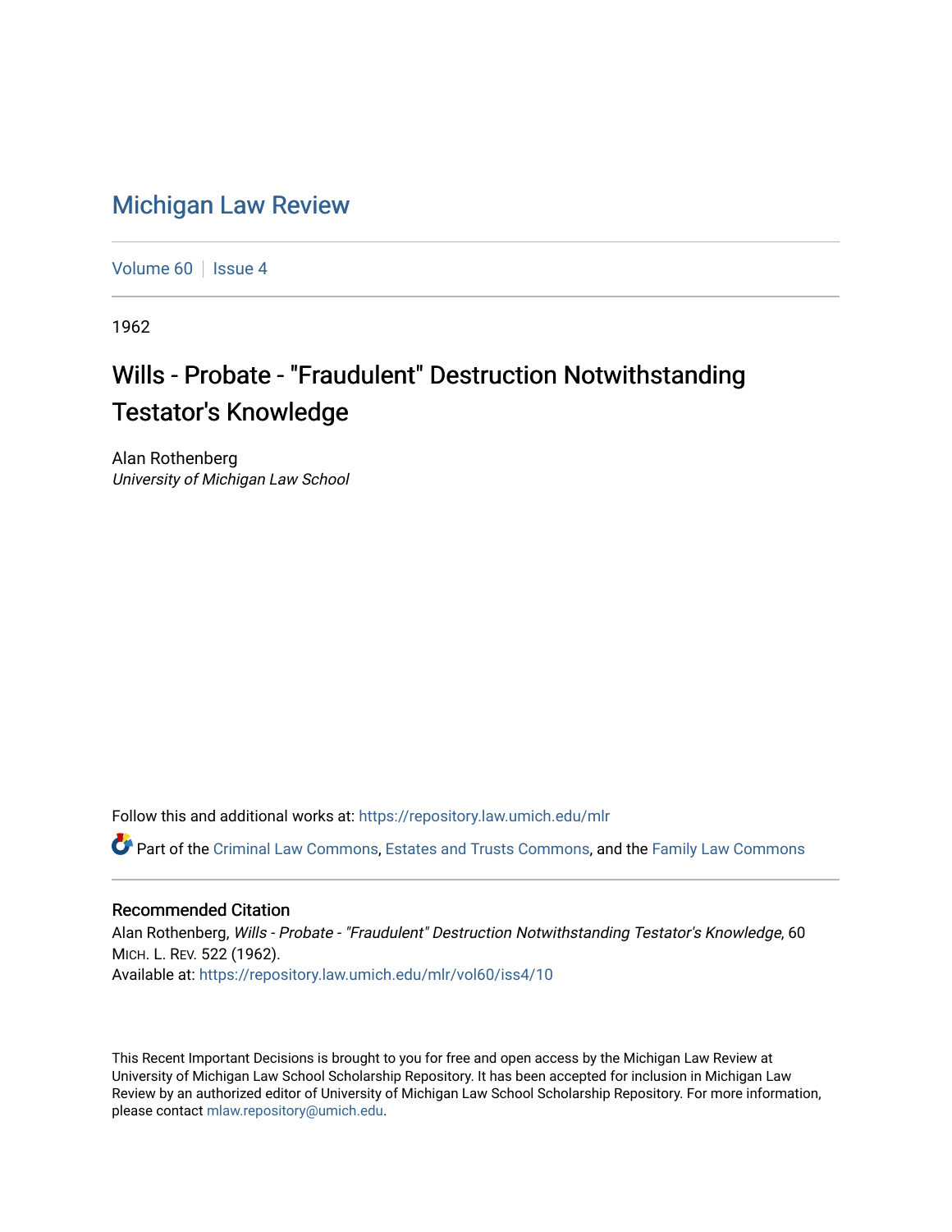# Michigan Law Review

Volume 60 | Issue 4

1962

## Wills - Probate - "Fraudulent" Destruction Notwithstanding Testator's Knowledge

Alan Rothenberg
*University of Michigan Law School*

Follow this and additional works at: https://repository.law.umich.edu/mlr

Part of the Criminal Law Commons, Estates and Trusts Commons, and the Family Law Commons

### Recommended Citation

Alan Rothenberg, *Wills - Probate - "Fraudulent" Destruction Notwithstanding Testator's Knowledge*, 60 MICH. L. REV. 522 (1962).
Available at: https://repository.law.umich.edu/mlr/vol60/iss4/10

This Recent Important Decisions is brought to you for free and open access by the Michigan Law Review at University of Michigan Law School Scholarship Repository. It has been accepted for inclusion in Michigan Law Review by an authorized editor of University of Michigan Law School Scholarship Repository. For more information, please contact mlaw.repository@umich.edu.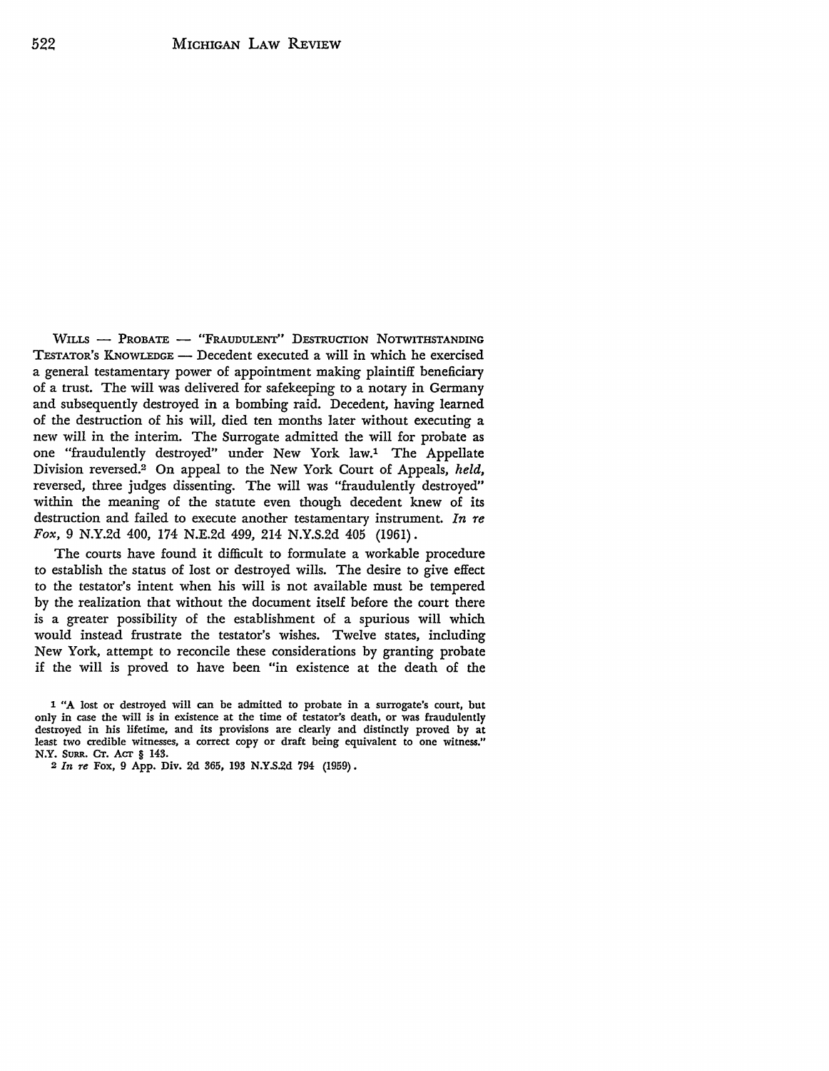WILLS — PROBATE — "FRAUDULENT" DESTRUCTION NOTWITHSTANDING TESTATOR'S KNOWLEDGE — Decedent executed a will in which he exercised a general testamentary power of appointment making plaintiff beneficiary of a trust. The will was delivered for safekeeping to a notary in Germany and subsequently destroyed in a bombing raid. Decedent, having learned of the destruction of his will, died ten months later without executing a new will in the interim. The Surrogate admitted the will for probate as one "fraudulently destroyed" under New York law.[1] The Appellate Division reversed.[2] On appeal to the New York Court of Appeals, *held*, reversed, three judges dissenting. The will was "fraudulently destroyed" within the meaning of the statute even though decedent knew of its destruction and failed to execute another testamentary instrument. *In re Fox*, 9 N.Y.2d 400, 174 N.E.2d 499, 214 N.Y.S.2d 405 (1961).

The courts have found it difficult to formulate a workable procedure to establish the status of lost or destroyed wills. The desire to give effect to the testator's intent when his will is not available must be tempered by the realization that without the document itself before the court there is a greater possibility of the establishment of a spurious will which would instead frustrate the testator's wishes. Twelve states, including New York, attempt to reconcile these considerations by granting probate if the will is proved to have been "in existence at the death of the

---

[1] "A lost or destroyed will can be admitted to probate in a surrogate's court, but only in case the will is in existence at the time of testator's death, or was fraudulently destroyed in his lifetime, and its provisions are clearly and distinctly proved by at least two credible witnesses, a correct copy or draft being equivalent to one witness." N.Y. SURR. CT. ACT § 143.

[2] *In re* Fox, 9 App. Div. 2d 365, 193 N.Y.S.2d 794 (1959).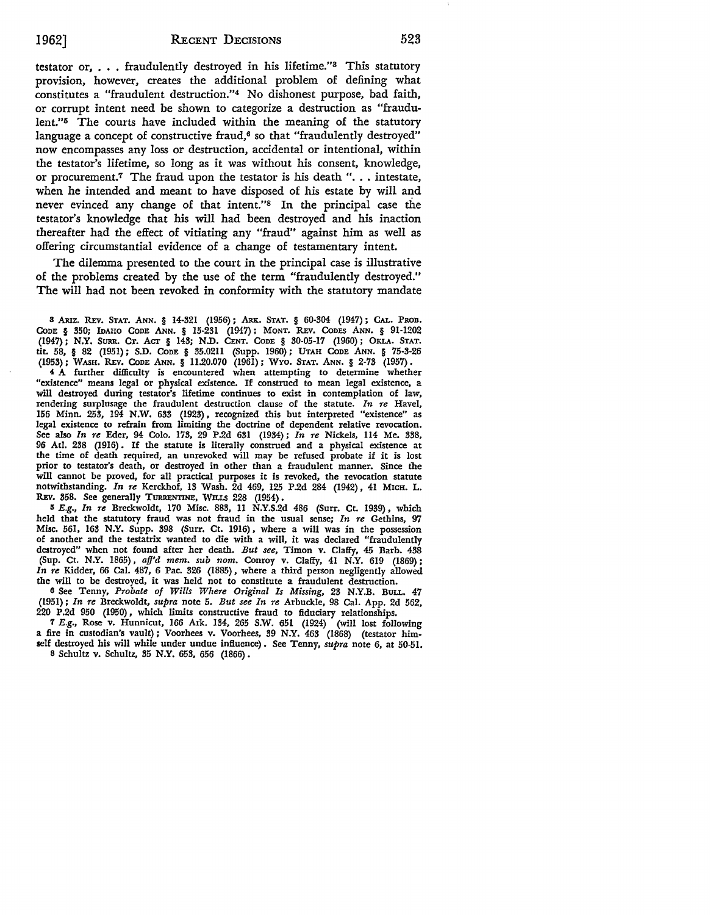testator or, . . . fraudulently destroyed in his lifetime."[3] This statutory provision, however, creates the additional problem of defining what constitutes a "fraudulent destruction."[4] No dishonest purpose, bad faith, or corrupt intent need be shown to categorize a destruction as "fraudulent."[5] The courts have included within the meaning of the statutory language a concept of constructive fraud,[6] so that "fraudulently destroyed" now encompasses any loss or destruction, accidental or intentional, within the testator's lifetime, so long as it was without his consent, knowledge, or procurement.[7] The fraud upon the testator is his death ". . . intestate, when he intended and meant to have disposed of his estate by will and never evinced any change of that intent."[8] In the principal case the testator's knowledge that his will had been destroyed and his inaction thereafter had the effect of vitiating any "fraud" against him as well as offering circumstantial evidence of a change of testamentary intent.

The dilemma presented to the court in the principal case is illustrative of the problems created by the use of the term "fraudulently destroyed." The will had not been revoked in conformity with the statutory mandate

---

3 ARIZ. REV. STAT. ANN. § 14-321 (1956); ARK. STAT. § 60-304 (1947); CAL. PROB. CODE § 350; IDAHO CODE ANN. § 15-231 (1947); MONT. REV. CODES ANN. § 91-1202 (1947); N.Y. SURR. CT. ACT § 143; N.D. CENT. CODE § 30-05-17 (1960); OKLA. STAT. tit. 58, § 82 (1951); S.D. CODE § 35.0211 (Supp. 1960); UTAH CODE ANN. § 75-3-26 (1953); WASH. REV. CODE ANN. § 11.20.070 (1961); WYO. STAT. ANN. § 2-73 (1957).

4 A further difficulty is encountered when attempting to determine whether "existence" means legal or physical existence. If construed to mean legal existence, a will destroyed during testator's lifetime continues to exist in contemplation of law, rendering surplusage the fraudulent destruction clause of the statute. *In re* Havel, 156 Minn. 253, 194 N.W. 633 (1923), recognized this but interpreted "existence" as legal existence to refrain from limiting the doctrine of dependent relative revocation. See also *In re* Eder, 94 Colo. 173, 29 P.2d 631 (1934); *In re* Nickels, 114 Me. 338, 96 Atl. 238 (1916). If the statute is literally construed and a physical existence at the time of death required, an unrevoked will may be refused probate if it is lost prior to testator's death, or destroyed in other than a fraudulent manner. Since the will cannot be proved, for all practical purposes it is revoked, the revocation statute notwithstanding. *In re* Kerckhof, 13 Wash. 2d 469, 125 P.2d 284 (1942), 41 MICH. L. REV. 358. See generally TURRENTINE, WILLS 228 (1954).

5 *E.g., In re* Breckwoldt, 170 Misc. 883, 11 N.Y.S.2d 486 (Surr. Ct. 1939), which held that the statutory fraud was not fraud in the usual sense; *In re* Gethins, 97 Misc. 561, 163 N.Y. Supp. 398 (Surr. Ct. 1916), where a will was in the possession of another and the testatrix wanted to die with a will, it was declared "fraudulently destroyed" when not found after her death. *But see,* Timon v. Claffy, 45 Barb. 438 (Sup. Ct. N.Y. 1865), *aff'd mem. sub nom.* Conroy v. Claffy, 41 N.Y. 619 (1869); *In re* Kidder, 66 Cal. 487, 6 Pac. 326 (1885), where a third person negligently allowed the will to be destroyed, it was held not to constitute a fraudulent destruction.

6 See Tenny, *Probate of Wills Where Original Is Missing,* 23 N.Y.B. BULL. 47 (1951); *In re* Breckwoldt, *supra* note 5. *But see In re* Arbuckle, 98 Cal. App. 2d 562, 220 P.2d 950 (1950), which limits constructive fraud to fiduciary relationships.

7 *E.g.,* Rose v. Hunnicut, 166 Ark. 134, 265 S.W. 651 (1924) (will lost following a fire in custodian's vault); Voorhees v. Voorhees, 39 N.Y. 463 (1868) (testator himself destroyed his will while under undue influence). See Tenny, *supra* note 6, at 50-51.

8 Schultz v. Schultz, 35 N.Y. 653, 656 (1866).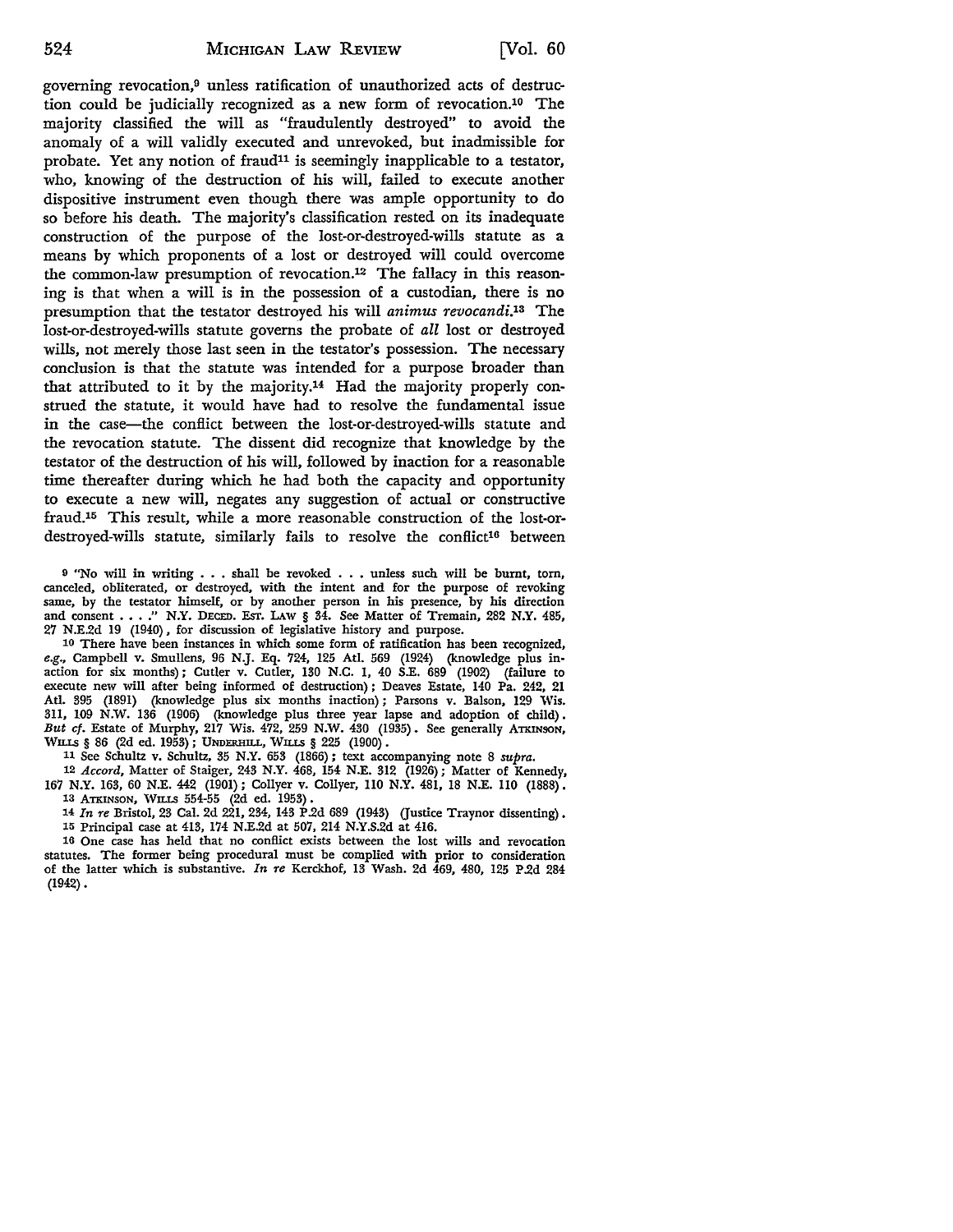governing revocation,[9] unless ratification of unauthorized acts of destruction could be judicially recognized as a new form of revocation.[10] The majority classified the will as "fraudulently destroyed" to avoid the anomaly of a will validly executed and unrevoked, but inadmissible for probate. Yet any notion of fraud[11] is seemingly inapplicable to a testator, who, knowing of the destruction of his will, failed to execute another dispositive instrument even though there was ample opportunity to do so before his death. The majority's classification rested on its inadequate construction of the purpose of the lost-or-destroyed-wills statute as a means by which proponents of a lost or destroyed will could overcome the common-law presumption of revocation.[12] The fallacy in this reasoning is that when a will is in the possession of a custodian, there is no presumption that the testator destroyed his will *animus revocandi*.[13] The lost-or-destroyed-wills statute governs the probate of *all* lost or destroyed wills, not merely those last seen in the testator's possession. The necessary conclusion is that the statute was intended for a purpose broader than that attributed to it by the majority.[14] Had the majority properly construed the statute, it would have had to resolve the fundamental issue in the case—the conflict between the lost-or-destroyed-wills statute and the revocation statute. The dissent did recognize that knowledge by the testator of the destruction of his will, followed by inaction for a reasonable time thereafter during which he had both the capacity and opportunity to execute a new will, negates any suggestion of actual or constructive fraud.[15] This result, while a more reasonable construction of the lost-or-destroyed-wills statute, similarly fails to resolve the conflict[16] between

[9] "No will in writing . . . shall be revoked . . . unless such will be burnt, torn, canceled, obliterated, or destroyed, with the intent and for the purpose of revoking same, by the testator himself, or by another person in his presence, by his direction and consent . . . ." N.Y. DECED. EST. LAW § 34. See Matter of Tremain, 282 N.Y. 485, 27 N.E.2d 19 (1940), for discussion of legislative history and purpose.

[10] There have been instances in which some form of ratification has been recognized, *e.g.*, Campbell v. Smullens, 96 N.J. Eq. 724, 125 Atl. 569 (1924) (knowledge plus inaction for six months); Cutler v. Cutler, 130 N.C. 1, 40 S.E. 689 (1902) (failure to execute new will after being informed of destruction); Deaves Estate, 140 Pa. 242, 21 Atl. 395 (1891) (knowledge plus six months inaction); Parsons v. Balson, 129 Wis. 311, 109 N.W. 136 (1906) (knowledge plus three year lapse and adoption of child). *But cf.* Estate of Murphy, 217 Wis. 472, 259 N.W. 430 (1935). See generally ATKINSON, WILLS § 86 (2d ed. 1953); UNDERHILL, WILLS § 225 (1900).

[11] See Schultz v. Schultz, 35 N.Y. 653 (1866); text accompanying note 8 *supra*.

[12] *Accord*, Matter of Staiger, 243 N.Y. 468, 154 N.E. 312 (1926); Matter of Kennedy, 167 N.Y. 163, 60 N.E. 442 (1901); Collyer v. Collyer, 110 N.Y. 481, 18 N.E. 110 (1888).

[13] ATKINSON, WILLS 554-55 (2d ed. 1953).

[14] *In re* Bristol, 23 Cal. 2d 221, 234, 143 P.2d 689 (1943) (Justice Traynor dissenting).

[15] Principal case at 413, 174 N.E.2d at 507, 214 N.Y.S.2d at 416.

[16] One case has held that no conflict exists between the lost wills and revocation statutes. The former being procedural must be complied with prior to consideration of the latter which is substantive. *In re* Kerckhof, 13 Wash. 2d 469, 480, 125 P.2d 284 (1942).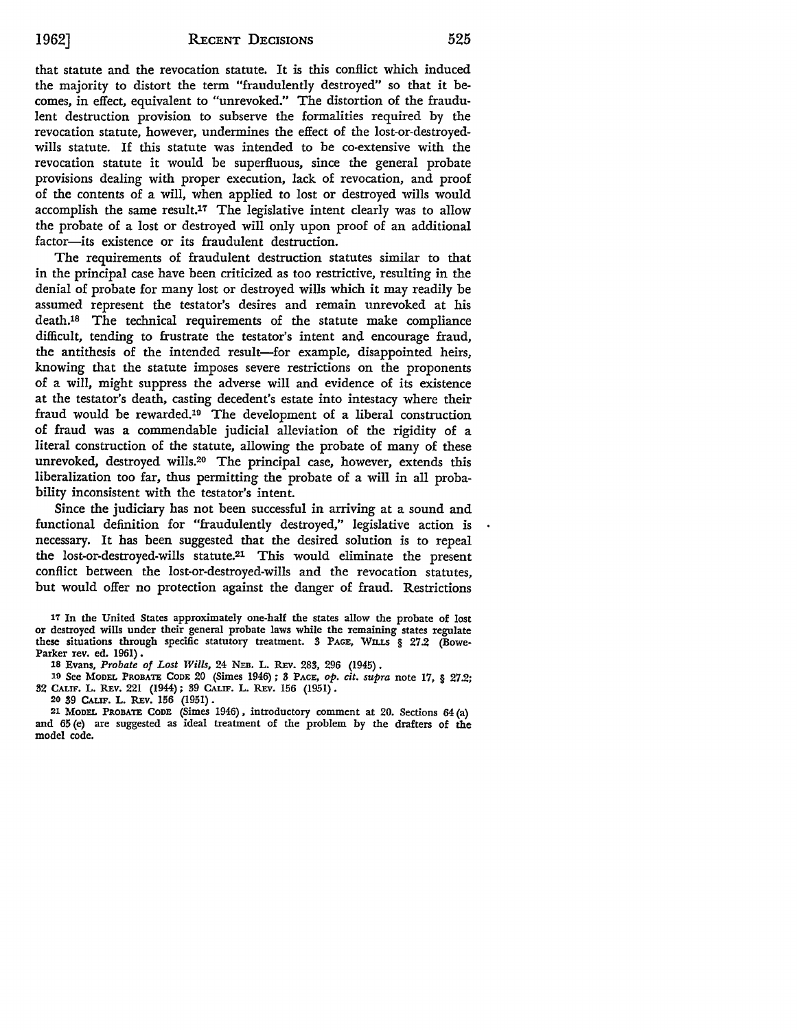that statute and the revocation statute. It is this conflict which induced the majority to distort the term "fraudulently destroyed" so that it becomes, in effect, equivalent to "unrevoked." The distortion of the fraudulent destruction provision to subserve the formalities required by the revocation statute, however, undermines the effect of the lost-or-destroyed-wills statute. If this statute was intended to be co-extensive with the revocation statute it would be superfluous, since the general probate provisions dealing with proper execution, lack of revocation, and proof of the contents of a will, when applied to lost or destroyed wills would accomplish the same result.[17] The legislative intent clearly was to allow the probate of a lost or destroyed will only upon proof of an additional factor—its existence or its fraudulent destruction.

The requirements of fraudulent destruction statutes similar to that in the principal case have been criticized as too restrictive, resulting in the denial of probate for many lost or destroyed wills which it may readily be assumed represent the testator's desires and remain unrevoked at his death.[18] The technical requirements of the statute make compliance difficult, tending to frustrate the testator's intent and encourage fraud, the antithesis of the intended result—for example, disappointed heirs, knowing that the statute imposes severe restrictions on the proponents of a will, might suppress the adverse will and evidence of its existence at the testator's death, casting decedent's estate into intestacy where their fraud would be rewarded.[19] The development of a liberal construction of fraud was a commendable judicial alleviation of the rigidity of a literal construction of the statute, allowing the probate of many of these unrevoked, destroyed wills.[20] The principal case, however, extends this liberalization too far, thus permitting the probate of a will in all probability inconsistent with the testator's intent.

Since the judiciary has not been successful in arriving at a sound and functional definition for "fraudulently destroyed," legislative action is necessary. It has been suggested that the desired solution is to repeal the lost-or-destroyed-wills statute.[21] This would eliminate the present conflict between the lost-or-destroyed-wills and the revocation statutes, but would offer no protection against the danger of fraud. Restrictions

---

[17] In the United States approximately one-half the states allow the probate of lost or destroyed wills under their general probate laws while the remaining states regulate these situations through specific statutory treatment. 3 PAGE, WILLS § 27.2 (Bowe-Parker rev. ed. 1961).

[18] Evans, *Probate of Lost Wills*, 24 NEB. L. REV. 283, 296 (1945).

[19] See MODEL PROBATE CODE 20 (Simes 1946); 3 PAGE, *op. cit. supra* note 17, § 27.2; 32 CALIF. L. REV. 221 (1944); 39 CALIF. L. REV. 156 (1951).

[20] 39 CALIF. L. REV. 156 (1951).

[21] MODEL PROBATE CODE (Simes 1946), introductory comment at 20. Sections 64 (a) and 65 (e) are suggested as ideal treatment of the problem by the drafters of the model code.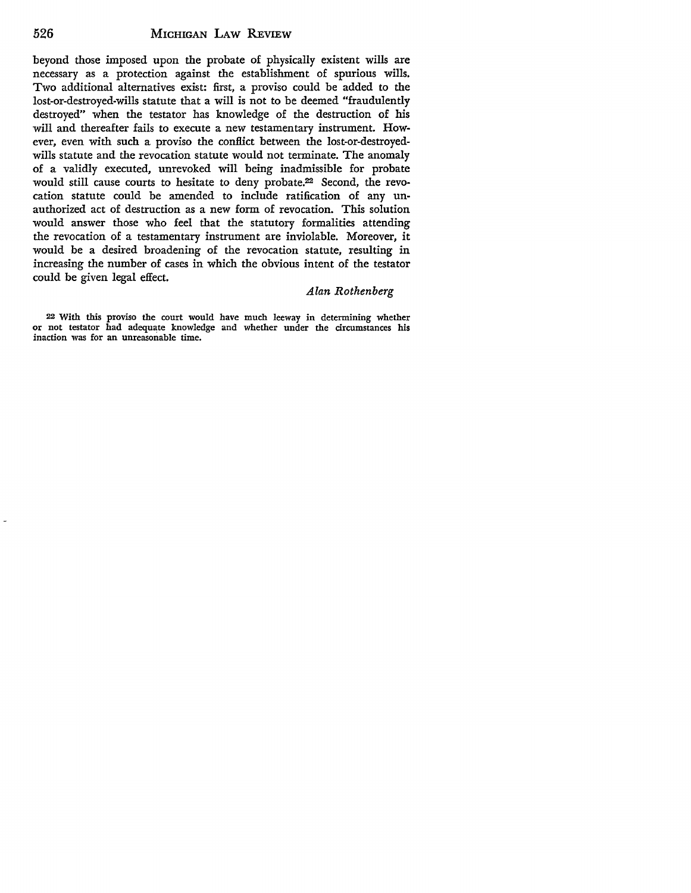beyond those imposed upon the probate of physically existent wills are necessary as a protection against the establishment of spurious wills. Two additional alternatives exist: first, a proviso could be added to the lost-or-destroyed-wills statute that a will is not to be deemed "fraudulently destroyed" when the testator has knowledge of the destruction of his will and thereafter fails to execute a new testamentary instrument. However, even with such a proviso the conflict between the lost-or-destroyed-wills statute and the revocation statute would not terminate. The anomaly of a validly executed, unrevoked will being inadmissible for probate would still cause courts to hesitate to deny probate.[22] Second, the revocation statute could be amended to include ratification of any unauthorized act of destruction as a new form of revocation. This solution would answer those who feel that the statutory formalities attending the revocation of a testamentary instrument are inviolable. Moreover, it would be a desired broadening of the revocation statute, resulting in increasing the number of cases in which the obvious intent of the testator could be given legal effect.

*Alan Rothenberg*

[22] With this proviso the court would have much leeway in determining whether or not testator had adequate knowledge and whether under the circumstances his inaction was for an unreasonable time.